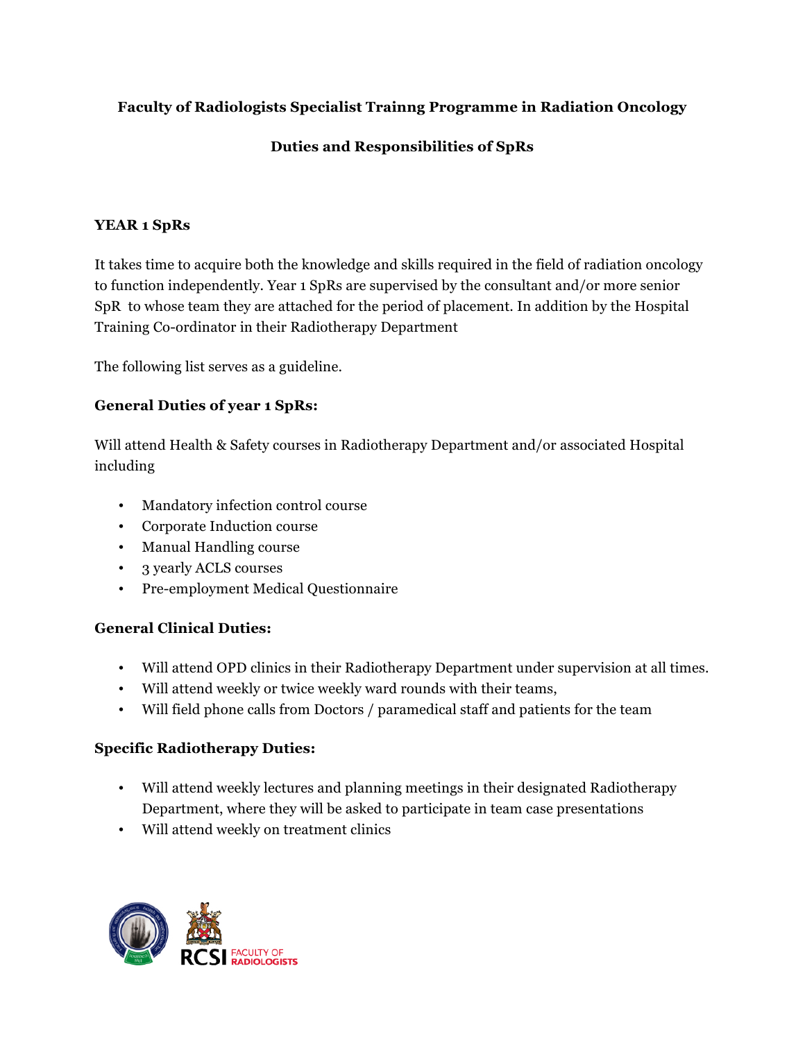**Faculty of Radiologists Specialist Trainng Programme in Radiation Oncology**

**Duties and Responsibilities of SpRs**

### YEAR 1 SpRs

It takes time to acquire both the knowledge and skills required in the field of radiation oncology to function independently. Year 1 SpRs are supervised by the consultant and/or more senior SpR to whose team they are attached for the period of placement. In addition by the Hospital Training Co-ordinator in their Radiotherapy Department

The following list serves as a guideline.

**General Duties of year 1 SpRs:**

Will attend Health & Safety courses in Radiotherapy Department and/or associated Hospital including

- Mandatory infection control course
- Corporate Induction course
- Manual Handling course
- 3 yearly ACLS courses
- Pre-employment Medical Questionnaire

**General Clinical Duties:**

- Will attend OPD clinics in their Radiotherapy Department under supervision at all times.
- Will attend weekly or twice weekly ward rounds with their teams,
- Will field phone calls from Doctors / paramedical staff and patients for the team

**Specific Radiotherapy Duties:**

- Will attend weekly lectures and planning meetings in their designated Radiotherapy Department, where they will be asked to participate in team case presentations
- Will attend weekly on treatment clinics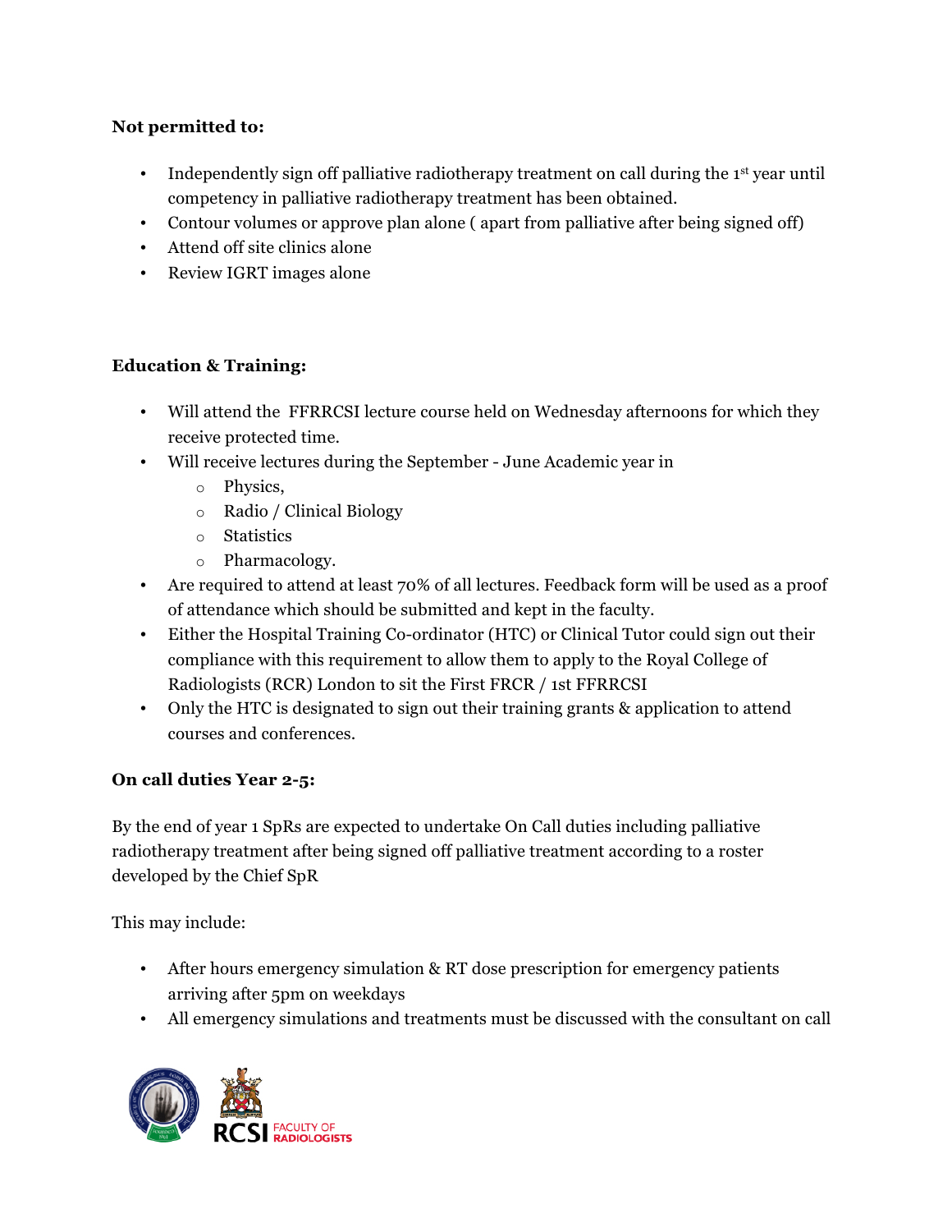**Not permitted to:**

- Independently sign off palliative radiotherapy treatment on call during the 1st year until competency in palliative radiotherapy treatment has been obtained.
- Contour volumes or approve plan alone ( apart from palliative after being signed off)
- Attend off site clinics alone
- Review IGRT images alone

**Education & Training:**

- Will attend the FFRRCSI lecture course held on Wednesday afternoons for which they receive protected time.
- Will receive lectures during the September - June Academic year in
  - Physics,
  - Radio / Clinical Biology
  - Statistics
  - Pharmacology.
- Are required to attend at least 70% of all lectures. Feedback form will be used as a proof of attendance which should be submitted and kept in the faculty.
- Either the Hospital Training Co-ordinator (HTC) or Clinical Tutor could sign out their compliance with this requirement to allow them to apply to the Royal College of Radiologists (RCR) London to sit the First FRCR / 1st FFRRCSI
- Only the HTC is designated to sign out their training grants & application to attend courses and conferences.

**On call duties Year 2-5:**

By the end of year 1 SpRs are expected to undertake On Call duties including palliative radiotherapy treatment after being signed off palliative treatment according to a roster developed by the Chief SpR

This may include:

- After hours emergency simulation & RT dose prescription for emergency patients arriving after 5pm on weekdays
- All emergency simulations and treatments must be discussed with the consultant on call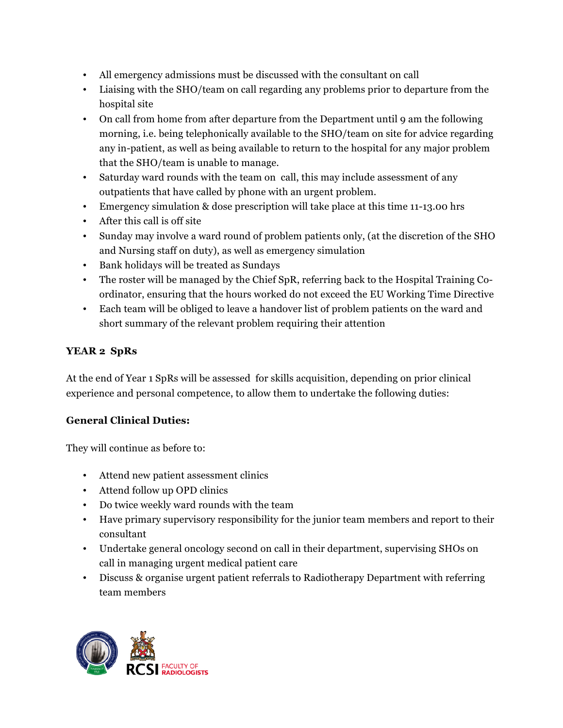- All emergency admissions must be discussed with the consultant on call
- Liaising with the SHO/team on call regarding any problems prior to departure from the hospital site
- On call from home from after departure from the Department until 9 am the following morning, i.e. being telephonically available to the SHO/team on site for advice regarding any in-patient, as well as being available to return to the hospital for any major problem that the SHO/team is unable to manage.
- Saturday ward rounds with the team on call, this may include assessment of any outpatients that have called by phone with an urgent problem.
- Emergency simulation & dose prescription will take place at this time 11-13.00 hrs
- After this call is off site
- Sunday may involve a ward round of problem patients only, (at the discretion of the SHO and Nursing staff on duty), as well as emergency simulation
- Bank holidays will be treated as Sundays
- The roster will be managed by the Chief SpR, referring back to the Hospital Training Co-ordinator, ensuring that the hours worked do not exceed the EU Working Time Directive
- Each team will be obliged to leave a handover list of problem patients on the ward and short summary of the relevant problem requiring their attention

**YEAR 2 SpRs**

At the end of Year 1 SpRs will be assessed for skills acquisition, depending on prior clinical experience and personal competence, to allow them to undertake the following duties:

**General Clinical Duties:**

They will continue as before to:

- Attend new patient assessment clinics
- Attend follow up OPD clinics
- Do twice weekly ward rounds with the team
- Have primary supervisory responsibility for the junior team members and report to their consultant
- Undertake general oncology second on call in their department, supervising SHOs on call in managing urgent medical patient care
- Discuss & organise urgent patient referrals to Radiotherapy Department with referring team members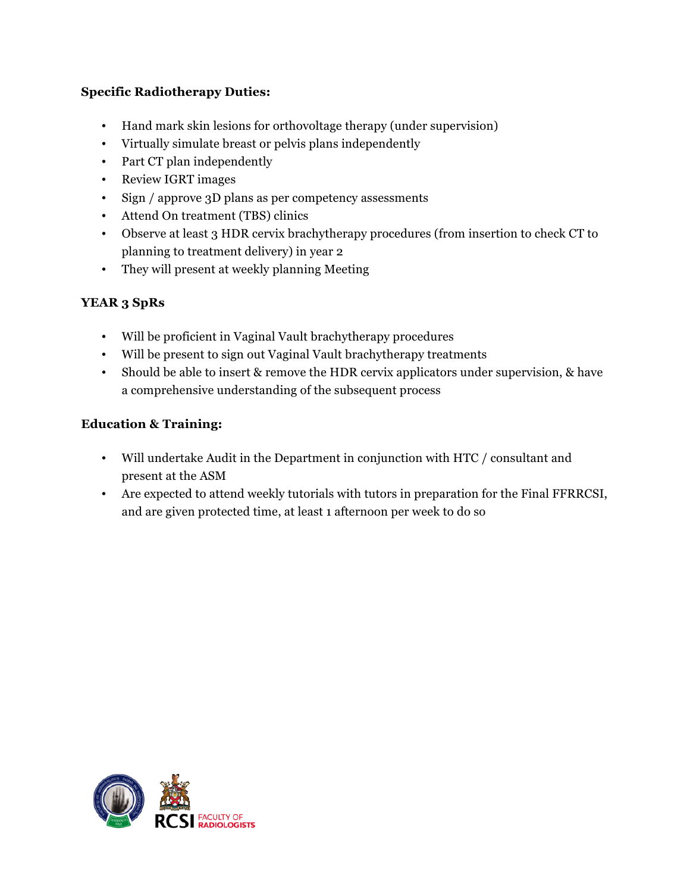**Specific Radiotherapy Duties:**

- Hand mark skin lesions for orthovoltage therapy (under supervision)
- Virtually simulate breast or pelvis plans independently
- Part CT plan independently
- Review IGRT images
- Sign / approve 3D plans as per competency assessments
- Attend On treatment (TBS) clinics
- Observe at least 3 HDR cervix brachytherapy procedures (from insertion to check CT to planning to treatment delivery) in year 2
- They will present at weekly planning Meeting

**YEAR 3 SpRs**

- Will be proficient in Vaginal Vault brachytherapy procedures
- Will be present to sign out Vaginal Vault brachytherapy treatments
- Should be able to insert & remove the HDR cervix applicators under supervision, & have a comprehensive understanding of the subsequent process

**Education & Training:**

- Will undertake Audit in the Department in conjunction with HTC / consultant and present at the ASM
- Are expected to attend weekly tutorials with tutors in preparation for the Final FFRRCSI, and are given protected time, at least 1 afternoon per week to do so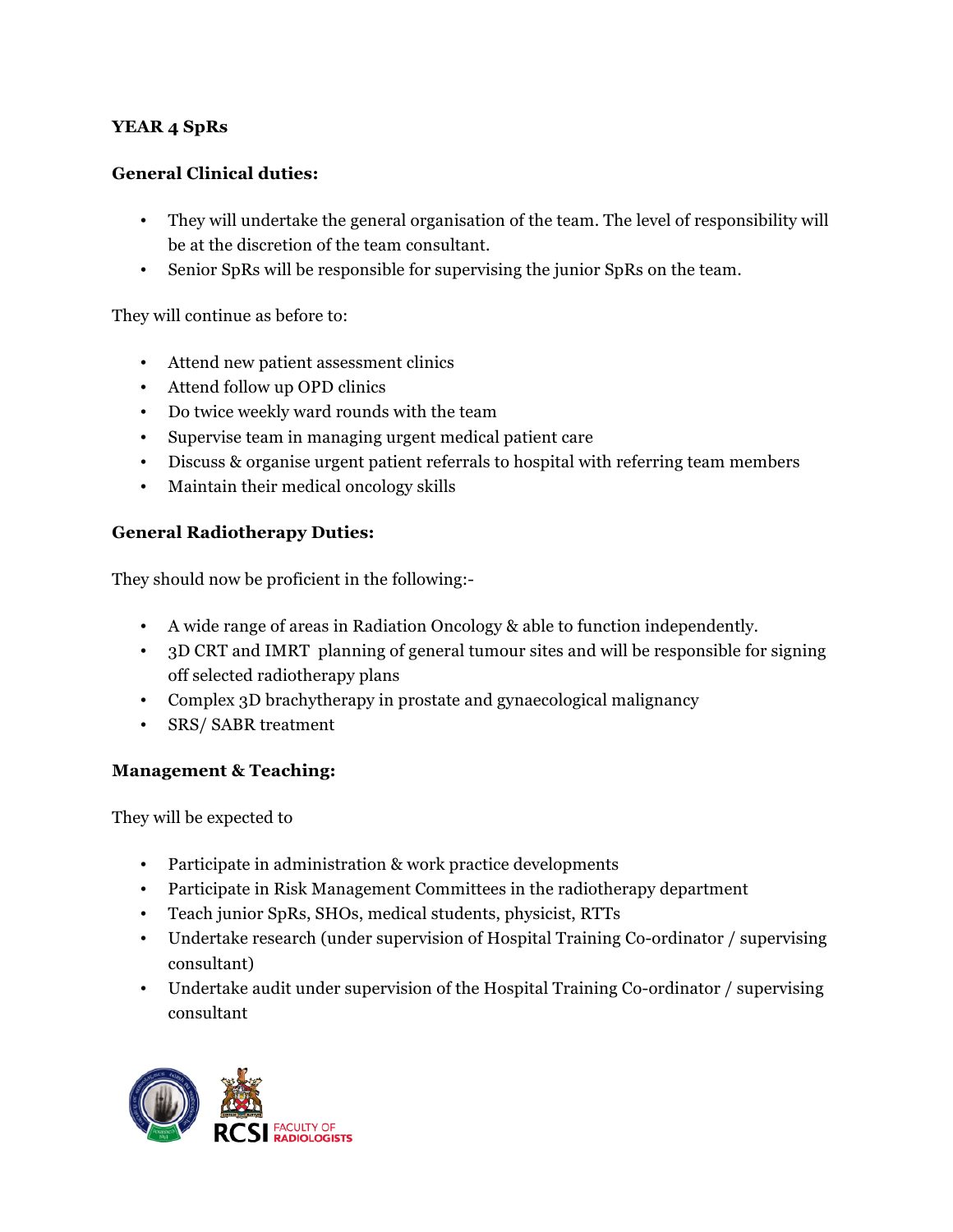**YEAR 4 SpRs**

**General Clinical duties:**

- They will undertake the general organisation of the team. The level of responsibility will be at the discretion of the team consultant.
- Senior SpRs will be responsible for supervising the junior SpRs on the team.

They will continue as before to:

- Attend new patient assessment clinics
- Attend follow up OPD clinics
- Do twice weekly ward rounds with the team
- Supervise team in managing urgent medical patient care
- Discuss & organise urgent patient referrals to hospital with referring team members
- Maintain their medical oncology skills

**General Radiotherapy Duties:**

They should now be proficient in the following:-

- A wide range of areas in Radiation Oncology & able to function independently.
- 3D CRT and IMRT planning of general tumour sites and will be responsible for signing off selected radiotherapy plans
- Complex 3D brachytherapy in prostate and gynaecological malignancy
- SRS/ SABR treatment

**Management & Teaching:**

They will be expected to

- Participate in administration & work practice developments
- Participate in Risk Management Committees in the radiotherapy department
- Teach junior SpRs, SHOs, medical students, physicist, RTTs
- Undertake research (under supervision of Hospital Training Co-ordinator / supervising consultant)
- Undertake audit under supervision of the Hospital Training Co-ordinator / supervising consultant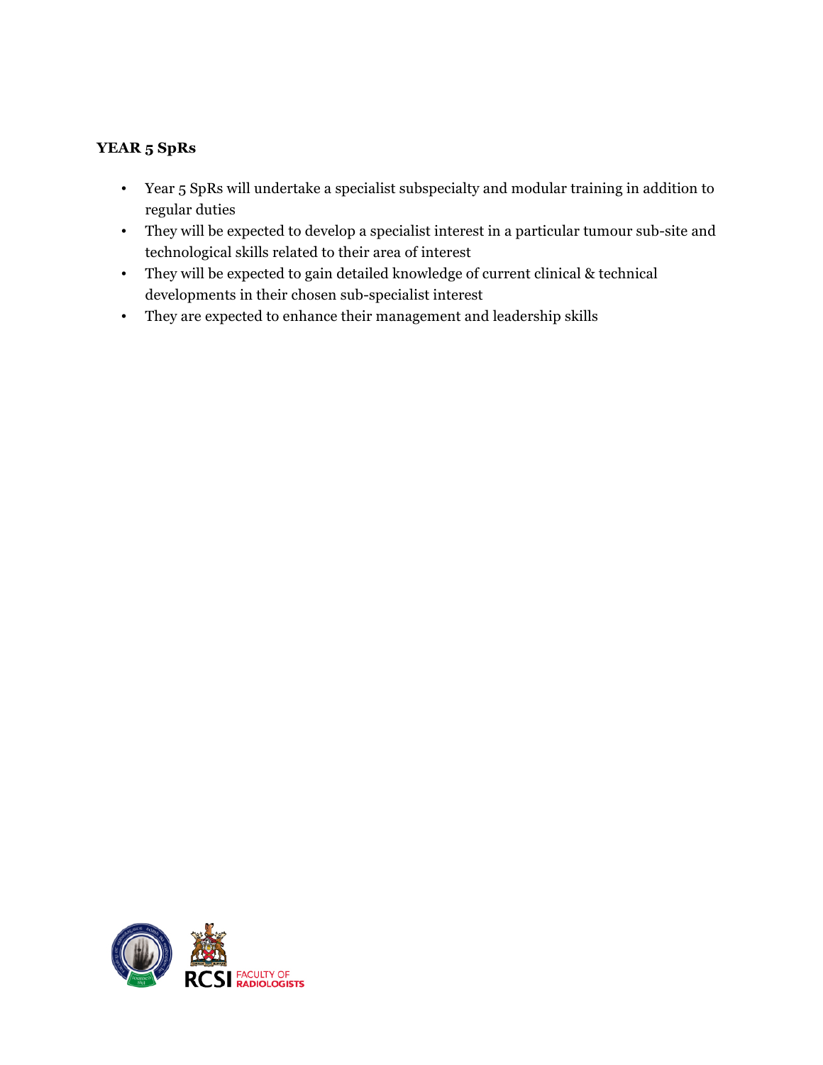**YEAR 5 SpRs**

- Year 5 SpRs will undertake a specialist subspecialty and modular training in addition to regular duties
- They will be expected to develop a specialist interest in a particular tumour sub-site and technological skills related to their area of interest
- They will be expected to gain detailed knowledge of current clinical & technical developments in their chosen sub-specialist interest
- They are expected to enhance their management and leadership skills